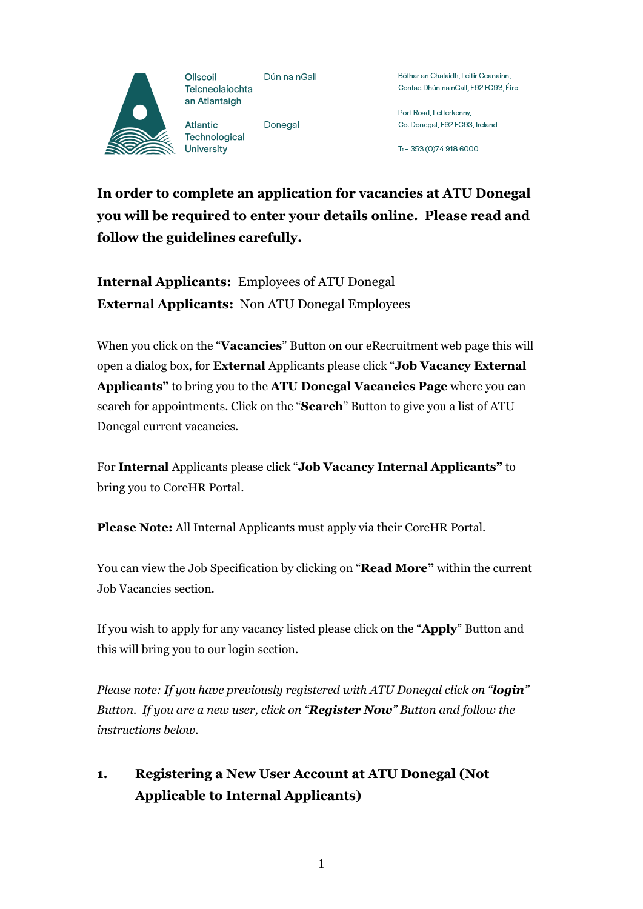Ollscoil Teicneolaíochta an Atlantaigh — Dún na nGall

Atlantic Technological University — Donegal

Bóthar an Chalaidh, Leitir Ceanainn, Contae Dhún na nGall, F92 FC93, Éire

Port Road, Letterkenny, Co. Donegal, F92 FC93, Ireland

T: + 353 (0)74 918 6000

**In order to complete an application for vacancies at ATU Donegal you will be required to enter your details online. Please read and follow the guidelines carefully.**

**Internal Applicants:** Employees of ATU Donegal
**External Applicants:** Non ATU Donegal Employees

When you click on the "**Vacancies**" Button on our eRecruitment web page this will open a dialog box, for **External** Applicants please click "**Job Vacancy External Applicants"** to bring you to the **ATU Donegal Vacancies Page** where you can search for appointments. Click on the "**Search**" Button to give you a list of ATU Donegal current vacancies.

For **Internal** Applicants please click "**Job Vacancy Internal Applicants"** to bring you to CoreHR Portal.

**Please Note:** All Internal Applicants must apply via their CoreHR Portal.

You can view the Job Specification by clicking on "**Read More"** within the current Job Vacancies section.

If you wish to apply for any vacancy listed please click on the "**Apply**" Button and this will bring you to our login section.

*Please note: If you have previously registered with ATU Donegal click on "**login**" Button. If you are a new user, click on "**Register Now**" Button and follow the instructions below.*

## 1. Registering a New User Account at ATU Donegal (Not Applicable to Internal Applicants)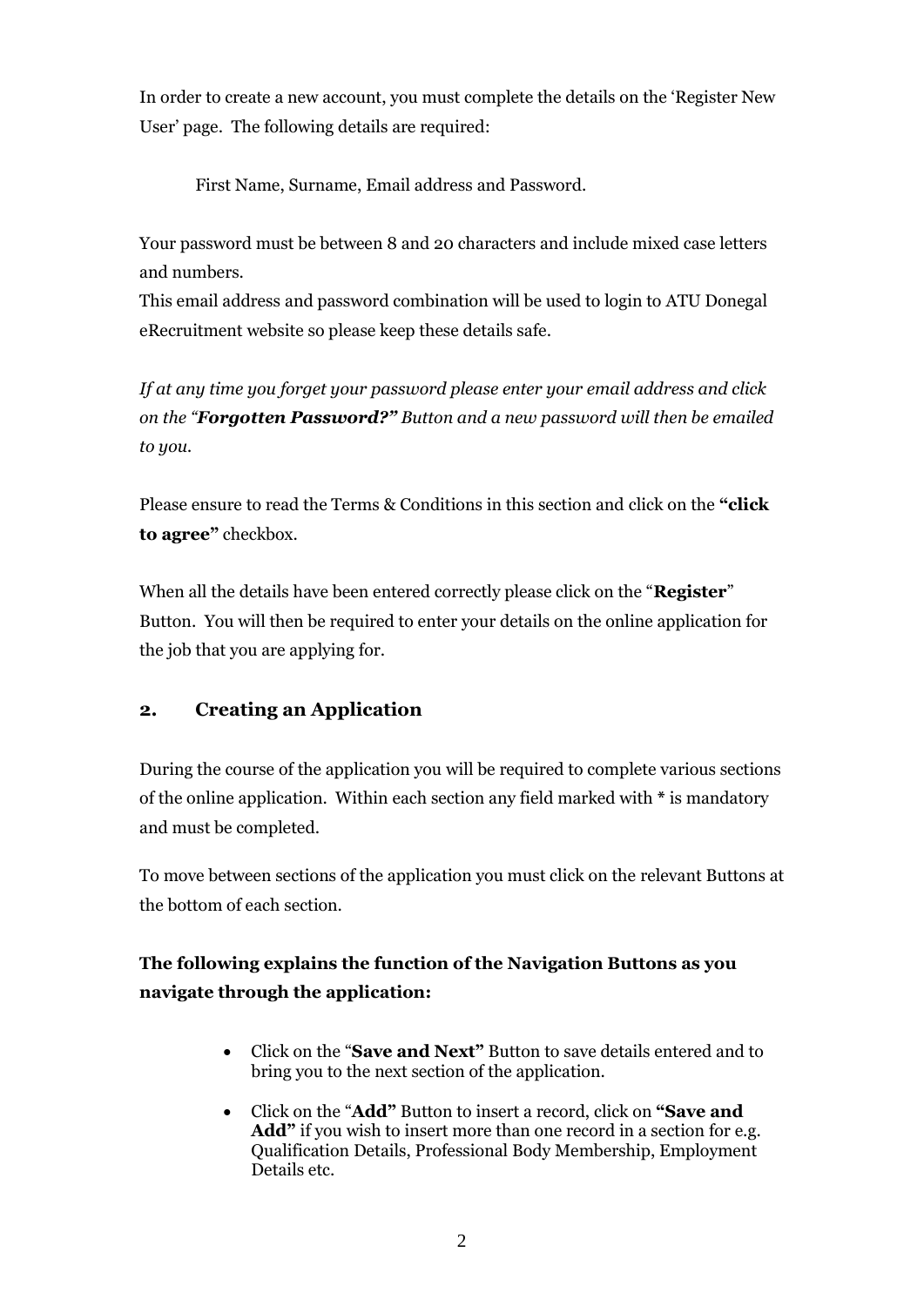In order to create a new account, you must complete the details on the 'Register New User' page. The following details are required:

First Name, Surname, Email address and Password.

Your password must be between 8 and 20 characters and include mixed case letters and numbers.
This email address and password combination will be used to login to ATU Donegal eRecruitment website so please keep these details safe.

*If at any time you forget your password please enter your email address and click on the "**Forgotten Password?"** Button and a new password will then be emailed to you.*

Please ensure to read the Terms & Conditions in this section and click on the **"click to agree"** checkbox.

When all the details have been entered correctly please click on the "**Register**" Button. You will then be required to enter your details on the online application for the job that you are applying for.

## 2. Creating an Application

During the course of the application you will be required to complete various sections of the online application. Within each section any field marked with * is mandatory and must be completed.

To move between sections of the application you must click on the relevant Buttons at the bottom of each section.

**The following explains the function of the Navigation Buttons as you navigate through the application:**

- Click on the "**Save and Next"** Button to save details entered and to bring you to the next section of the application.
- Click on the "**Add"** Button to insert a record, click on **"Save and Add"** if you wish to insert more than one record in a section for e.g. Qualification Details, Professional Body Membership, Employment Details etc.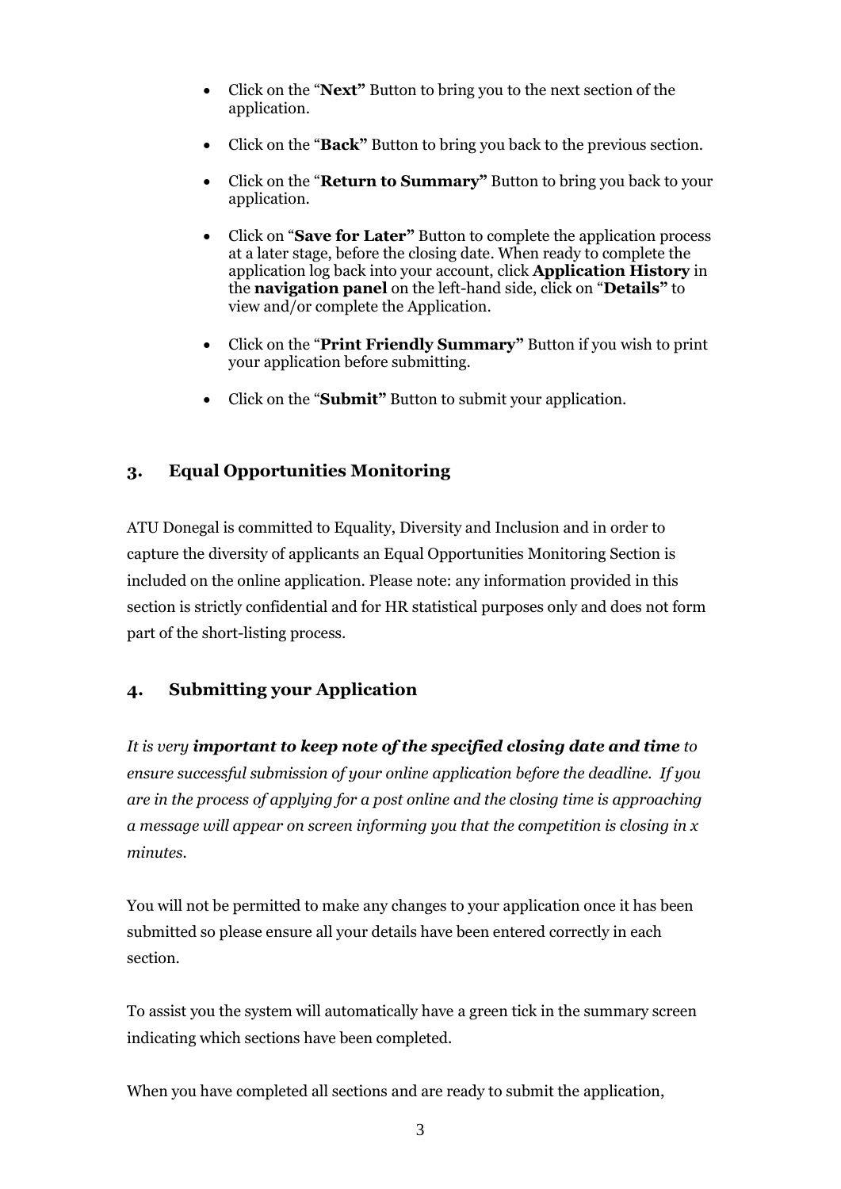- Click on the "**Next"** Button to bring you to the next section of the application.
- Click on the "**Back"** Button to bring you back to the previous section.
- Click on the "**Return to Summary"** Button to bring you back to your application.
- Click on "**Save for Later"** Button to complete the application process at a later stage, before the closing date. When ready to complete the application log back into your account, click **Application History** in the **navigation panel** on the left-hand side, click on "**Details"** to view and/or complete the Application.
- Click on the "**Print Friendly Summary"** Button if you wish to print your application before submitting.
- Click on the "**Submit"** Button to submit your application.

## 3. Equal Opportunities Monitoring

ATU Donegal is committed to Equality, Diversity and Inclusion and in order to capture the diversity of applicants an Equal Opportunities Monitoring Section is included on the online application. Please note: any information provided in this section is strictly confidential and for HR statistical purposes only and does not form part of the short-listing process.

## 4. Submitting your Application

*It is very **important to keep note of the specified closing date and time** to ensure successful submission of your online application before the deadline. If you are in the process of applying for a post online and the closing time is approaching a message will appear on screen informing you that the competition is closing in x minutes.*

You will not be permitted to make any changes to your application once it has been submitted so please ensure all your details have been entered correctly in each section.

To assist you the system will automatically have a green tick in the summary screen indicating which sections have been completed.

When you have completed all sections and are ready to submit the application,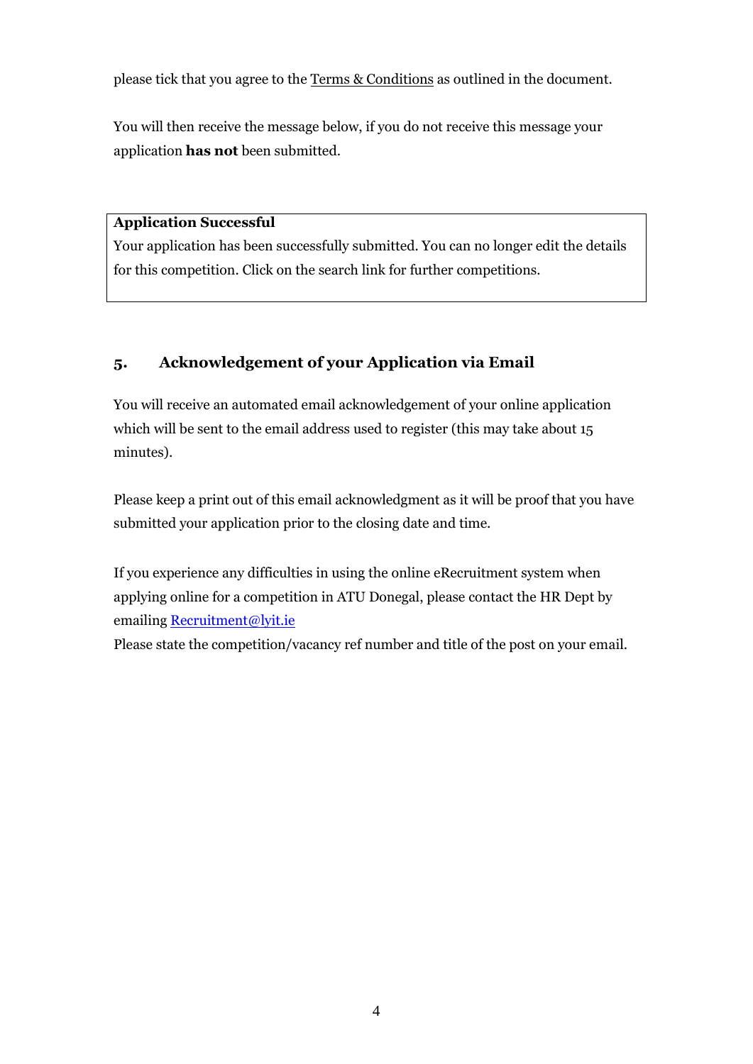please tick that you agree to the Terms & Conditions as outlined in the document.

You will then receive the message below, if you do not receive this message your application **has not** been submitted.

> **Application Successful**
> Your application has been successfully submitted. You can no longer edit the details for this competition. Click on the search link for further competitions.

## 5. Acknowledgement of your Application via Email

You will receive an automated email acknowledgement of your online application which will be sent to the email address used to register (this may take about 15 minutes).

Please keep a print out of this email acknowledgment as it will be proof that you have submitted your application prior to the closing date and time.

If you experience any difficulties in using the online eRecruitment system when applying online for a competition in ATU Donegal, please contact the HR Dept by emailing Recruitment@lyit.ie
Please state the competition/vacancy ref number and title of the post on your email.